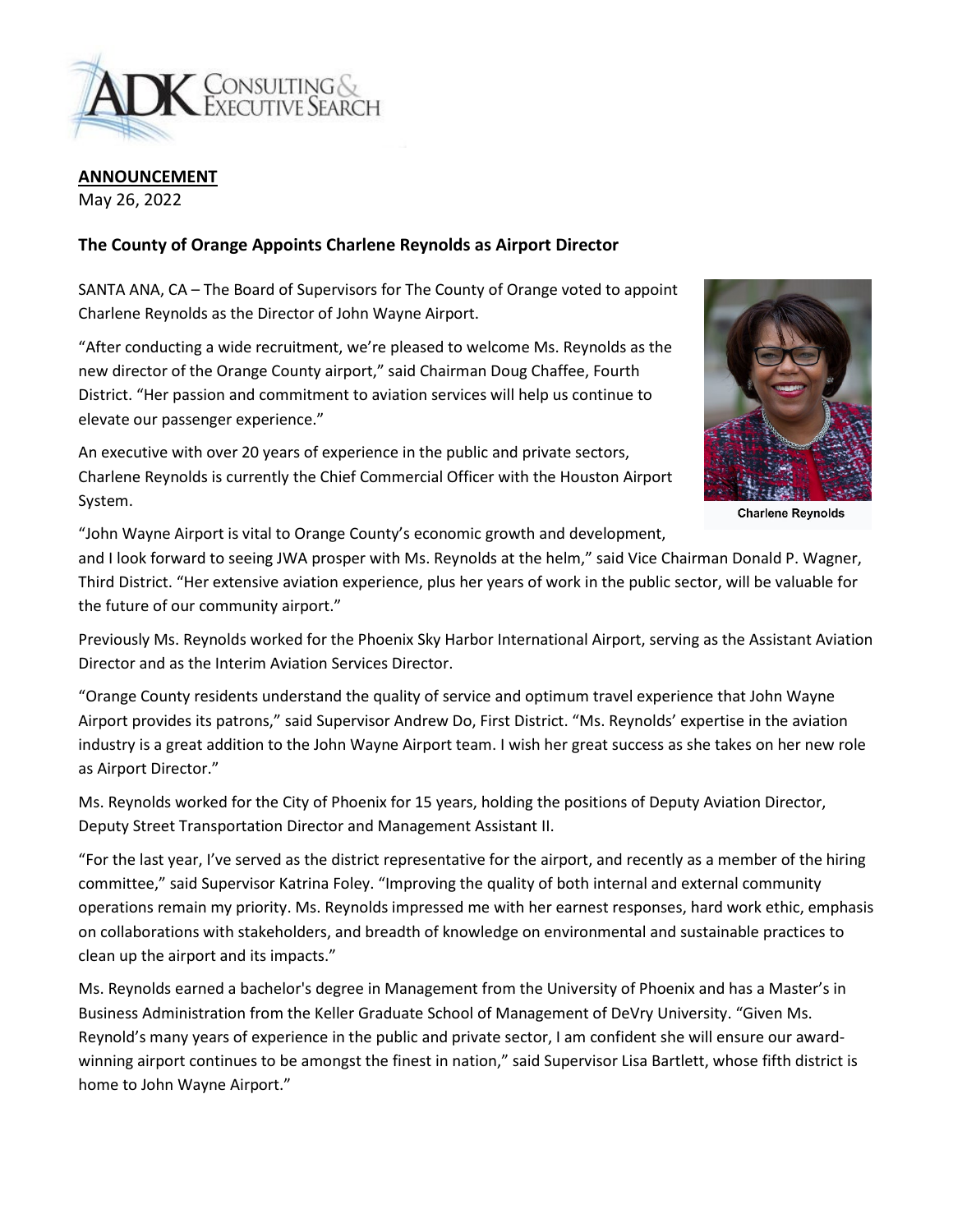**ANNOUNCEMENT**
May 26, 2022

**The County of Orange Appoints Charlene Reynolds as Airport Director**

SANTA ANA, CA – The Board of Supervisors for The County of Orange voted to appoint Charlene Reynolds as the Director of John Wayne Airport.

"After conducting a wide recruitment, we're pleased to welcome Ms. Reynolds as the new director of the Orange County airport," said Chairman Doug Chaffee, Fourth District. "Her passion and commitment to aviation services will help us continue to elevate our passenger experience."

An executive with over 20 years of experience in the public and private sectors, Charlene Reynolds is currently the Chief Commercial Officer with the Houston Airport System.

Charlene Reynolds

"John Wayne Airport is vital to Orange County's economic growth and development, and I look forward to seeing JWA prosper with Ms. Reynolds at the helm," said Vice Chairman Donald P. Wagner, Third District. "Her extensive aviation experience, plus her years of work in the public sector, will be valuable for the future of our community airport."

Previously Ms. Reynolds worked for the Phoenix Sky Harbor International Airport, serving as the Assistant Aviation Director and as the Interim Aviation Services Director.

"Orange County residents understand the quality of service and optimum travel experience that John Wayne Airport provides its patrons," said Supervisor Andrew Do, First District. "Ms. Reynolds' expertise in the aviation industry is a great addition to the John Wayne Airport team. I wish her great success as she takes on her new role as Airport Director."

Ms. Reynolds worked for the City of Phoenix for 15 years, holding the positions of Deputy Aviation Director, Deputy Street Transportation Director and Management Assistant II.

"For the last year, I've served as the district representative for the airport, and recently as a member of the hiring committee," said Supervisor Katrina Foley. "Improving the quality of both internal and external community operations remain my priority. Ms. Reynolds impressed me with her earnest responses, hard work ethic, emphasis on collaborations with stakeholders, and breadth of knowledge on environmental and sustainable practices to clean up the airport and its impacts."

Ms. Reynolds earned a bachelor's degree in Management from the University of Phoenix and has a Master's in Business Administration from the Keller Graduate School of Management of DeVry University. "Given Ms. Reynold's many years of experience in the public and private sector, I am confident she will ensure our award-winning airport continues to be amongst the finest in nation," said Supervisor Lisa Bartlett, whose fifth district is home to John Wayne Airport."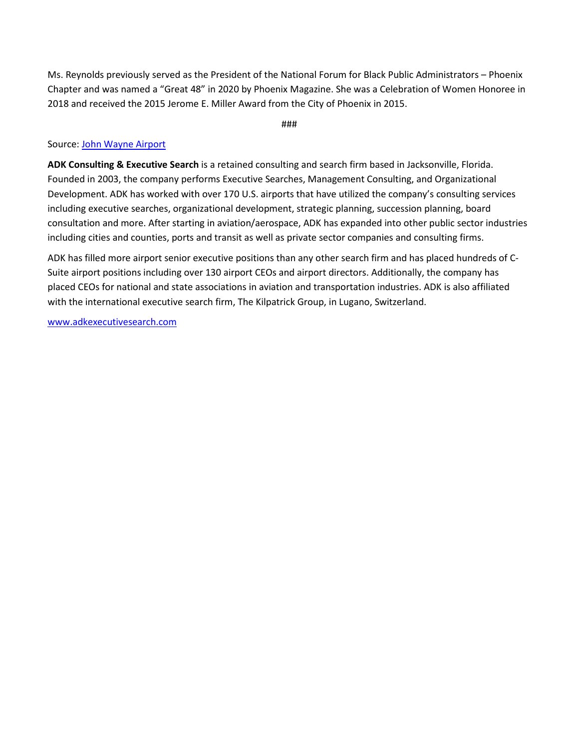Ms. Reynolds previously served as the President of the National Forum for Black Public Administrators – Phoenix Chapter and was named a "Great 48" in 2020 by Phoenix Magazine. She was a Celebration of Women Honoree in 2018 and received the 2015 Jerome E. Miller Award from the City of Phoenix in 2015.

###

Source: [John Wayne Airport]

**ADK Consulting & Executive Search** is a retained consulting and search firm based in Jacksonville, Florida. Founded in 2003, the company performs Executive Searches, Management Consulting, and Organizational Development. ADK has worked with over 170 U.S. airports that have utilized the company's consulting services including executive searches, organizational development, strategic planning, succession planning, board consultation and more. After starting in aviation/aerospace, ADK has expanded into other public sector industries including cities and counties, ports and transit as well as private sector companies and consulting firms.

ADK has filled more airport senior executive positions than any other search firm and has placed hundreds of C-Suite airport positions including over 130 airport CEOs and airport directors. Additionally, the company has placed CEOs for national and state associations in aviation and transportation industries. ADK is also affiliated with the international executive search firm, The Kilpatrick Group, in Lugano, Switzerland.

www.adkexecutivesearch.com